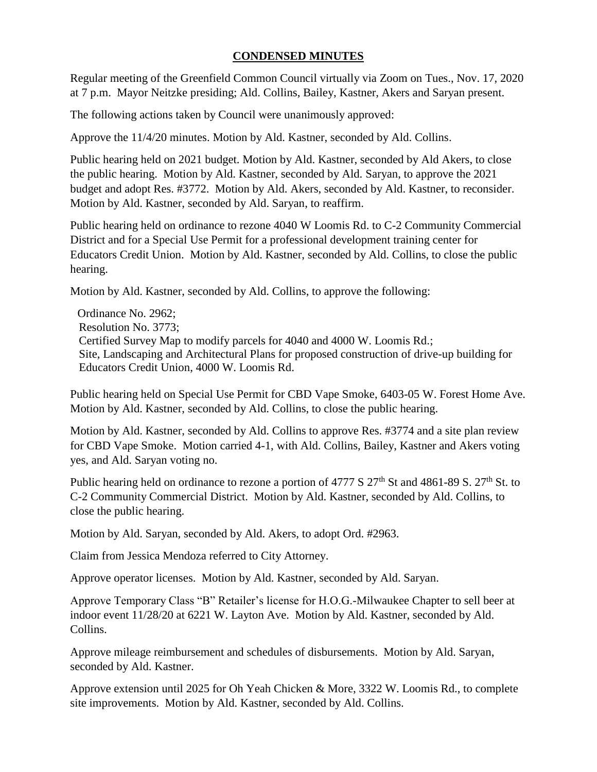# CONDENSED MINUTES

Regular meeting of the Greenfield Common Council virtually via Zoom on Tues., Nov. 17, 2020 at 7 p.m. Mayor Neitzke presiding; Ald. Collins, Bailey, Kastner, Akers and Saryan present.

The following actions taken by Council were unanimously approved:

Approve the 11/4/20 minutes. Motion by Ald. Kastner, seconded by Ald. Collins.

Public hearing held on 2021 budget. Motion by Ald. Kastner, seconded by Ald Akers, to close the public hearing. Motion by Ald. Kastner, seconded by Ald. Saryan, to approve the 2021 budget and adopt Res. #3772. Motion by Ald. Akers, seconded by Ald. Kastner, to reconsider. Motion by Ald. Kastner, seconded by Ald. Saryan, to reaffirm.

Public hearing held on ordinance to rezone 4040 W Loomis Rd. to C-2 Community Commercial District and for a Special Use Permit for a professional development training center for Educators Credit Union. Motion by Ald. Kastner, seconded by Ald. Collins, to close the public hearing.

Motion by Ald. Kastner, seconded by Ald. Collins, to approve the following:

Ordinance No. 2962;
Resolution No. 3773;
Certified Survey Map to modify parcels for 4040 and 4000 W. Loomis Rd.;
Site, Landscaping and Architectural Plans for proposed construction of drive-up building for Educators Credit Union, 4000 W. Loomis Rd.

Public hearing held on Special Use Permit for CBD Vape Smoke, 6403-05 W. Forest Home Ave. Motion by Ald. Kastner, seconded by Ald. Collins, to close the public hearing.

Motion by Ald. Kastner, seconded by Ald. Collins to approve Res. #3774 and a site plan review for CBD Vape Smoke. Motion carried 4-1, with Ald. Collins, Bailey, Kastner and Akers voting yes, and Ald. Saryan voting no.

Public hearing held on ordinance to rezone a portion of 4777 S 27th St and 4861-89 S. 27th St. to C-2 Community Commercial District. Motion by Ald. Kastner, seconded by Ald. Collins, to close the public hearing.

Motion by Ald. Saryan, seconded by Ald. Akers, to adopt Ord. #2963.

Claim from Jessica Mendoza referred to City Attorney.

Approve operator licenses. Motion by Ald. Kastner, seconded by Ald. Saryan.

Approve Temporary Class "B" Retailer's license for H.O.G.-Milwaukee Chapter to sell beer at indoor event 11/28/20 at 6221 W. Layton Ave. Motion by Ald. Kastner, seconded by Ald. Collins.

Approve mileage reimbursement and schedules of disbursements. Motion by Ald. Saryan, seconded by Ald. Kastner.

Approve extension until 2025 for Oh Yeah Chicken & More, 3322 W. Loomis Rd., to complete site improvements. Motion by Ald. Kastner, seconded by Ald. Collins.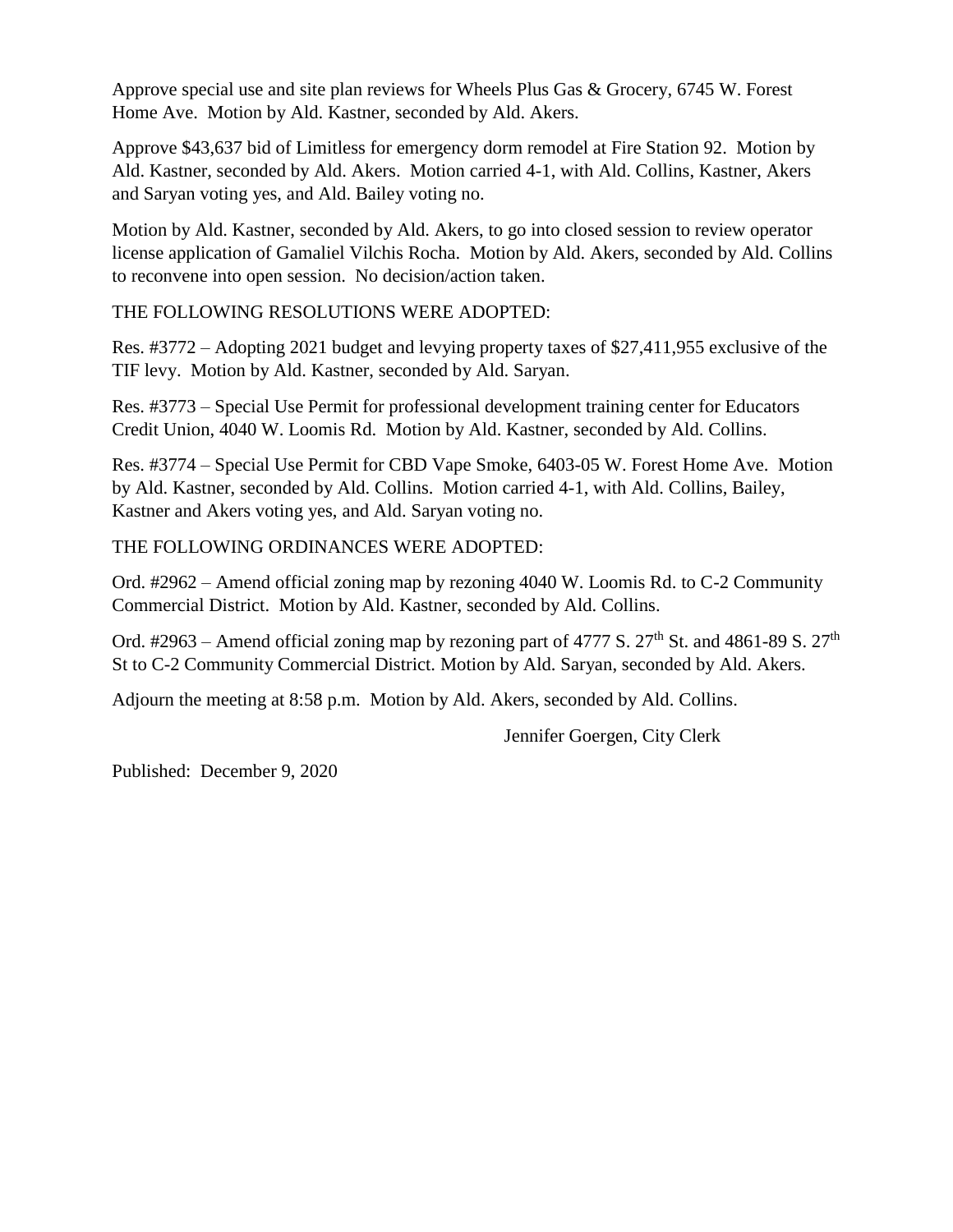Approve special use and site plan reviews for Wheels Plus Gas & Grocery, 6745 W. Forest Home Ave. Motion by Ald. Kastner, seconded by Ald. Akers.

Approve $43,637 bid of Limitless for emergency dorm remodel at Fire Station 92. Motion by Ald. Kastner, seconded by Ald. Akers. Motion carried 4-1, with Ald. Collins, Kastner, Akers and Saryan voting yes, and Ald. Bailey voting no.

Motion by Ald. Kastner, seconded by Ald. Akers, to go into closed session to review operator license application of Gamaliel Vilchis Rocha. Motion by Ald. Akers, seconded by Ald. Collins to reconvene into open session. No decision/action taken.

THE FOLLOWING RESOLUTIONS WERE ADOPTED:

Res. #3772 – Adopting 2021 budget and levying property taxes of $27,411,955 exclusive of the TIF levy. Motion by Ald. Kastner, seconded by Ald. Saryan.

Res. #3773 – Special Use Permit for professional development training center for Educators Credit Union, 4040 W. Loomis Rd. Motion by Ald. Kastner, seconded by Ald. Collins.

Res. #3774 – Special Use Permit for CBD Vape Smoke, 6403-05 W. Forest Home Ave. Motion by Ald. Kastner, seconded by Ald. Collins. Motion carried 4-1, with Ald. Collins, Bailey, Kastner and Akers voting yes, and Ald. Saryan voting no.

THE FOLLOWING ORDINANCES WERE ADOPTED:

Ord. #2962 – Amend official zoning map by rezoning 4040 W. Loomis Rd. to C-2 Community Commercial District. Motion by Ald. Kastner, seconded by Ald. Collins.

Ord. #2963 – Amend official zoning map by rezoning part of 4777 S. 27th St. and 4861-89 S. 27th St to C-2 Community Commercial District. Motion by Ald. Saryan, seconded by Ald. Akers.

Adjourn the meeting at 8:58 p.m. Motion by Ald. Akers, seconded by Ald. Collins.

Jennifer Goergen, City Clerk

Published: December 9, 2020